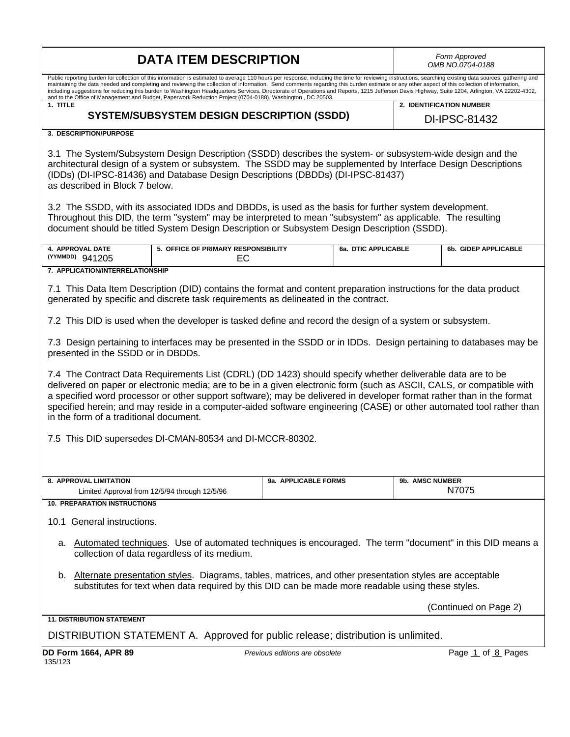# DATA ITEM DESCRIPTION

*Form Approved*
*OMB NO.0704-0188*

Public reporting burden for collection of this information is estimated to average 110 hours per response, including the time for reviewing instructions, searching existing data sources, gathering and maintaining the data needed and completing and reviewing the collection of information. Send comments regarding this burden estimate or any other aspect of this collection of information, including suggestions for reducing this burden to Washington Headquarters Services, Directorate of Operations and Reports, 1215 Jefferson Davis Highway, Suite 1204, Arlington, VA 22202-4302, and to the Office of Management and Budget, Paperwork Reduction Project (0704-0188), Washington , DC 20503.

| 1. TITLE | 2. IDENTIFICATION NUMBER |
|---|---|
| **SYSTEM/SUBSYSTEM DESIGN DESCRIPTION (SSDD)** | DI-IPSC-81432 |

**3. DESCRIPTION/PURPOSE**

3.1 The System/Subsystem Design Description (SSDD) describes the system- or subsystem-wide design and the architectural design of a system or subsystem. The SSDD may be supplemented by Interface Design Descriptions (IDDs) (DI-IPSC-81436) and Database Design Descriptions (DBDDs) (DI-IPSC-81437) as described in Block 7 below.

3.2 The SSDD, with its associated IDDs and DBDDs, is used as the basis for further system development. Throughout this DID, the term "system" may be interpreted to mean "subsystem" as applicable. The resulting document should be titled System Design Description or Subsystem Design Description (SSDD).

| 4. APPROVAL DATE (YYMMDD) | 5. OFFICE OF PRIMARY RESPONSIBILITY | 6a. DTIC APPLICABLE | 6b. GIDEP APPLICABLE |
|---|---|---|---|
| 941205 | EC | | |

**7. APPLICATION/INTERRELATIONSHIP**

7.1 This Data Item Description (DID) contains the format and content preparation instructions for the data product generated by specific and discrete task requirements as delineated in the contract.

7.2 This DID is used when the developer is tasked define and record the design of a system or subsystem.

7.3 Design pertaining to interfaces may be presented in the SSDD or in IDDs. Design pertaining to databases may be presented in the SSDD or in DBDDs.

7.4 The Contract Data Requirements List (CDRL) (DD 1423) should specify whether deliverable data are to be delivered on paper or electronic media; are to be in a given electronic form (such as ASCII, CALS, or compatible with a specified word processor or other support software); may be delivered in developer format rather than in the format specified herein; and may reside in a computer-aided software engineering (CASE) or other automated tool rather than in the form of a traditional document.

7.5 This DID supersedes DI-CMAN-80534 and DI-MCCR-80302.

| 8. APPROVAL LIMITATION | 9a. APPLICABLE FORMS | 9b. AMSC NUMBER |
|---|---|---|
| Limited Approval from 12/5/94 through 12/5/96 | | N7075 |

**10. PREPARATION INSTRUCTIONS**

10.1 General instructions.

a. Automated techniques. Use of automated techniques is encouraged. The term "document" in this DID means a collection of data regardless of its medium.

b. Alternate presentation styles. Diagrams, tables, matrices, and other presentation styles are acceptable substitutes for text when data required by this DID can be made more readable using these styles.

(Continued on Page 2)

**11. DISTRIBUTION STATEMENT**

DISTRIBUTION STATEMENT A. Approved for public release; distribution is unlimited.

**DD Form 1664, APR 89** *Previous editions are obsolete*
135/123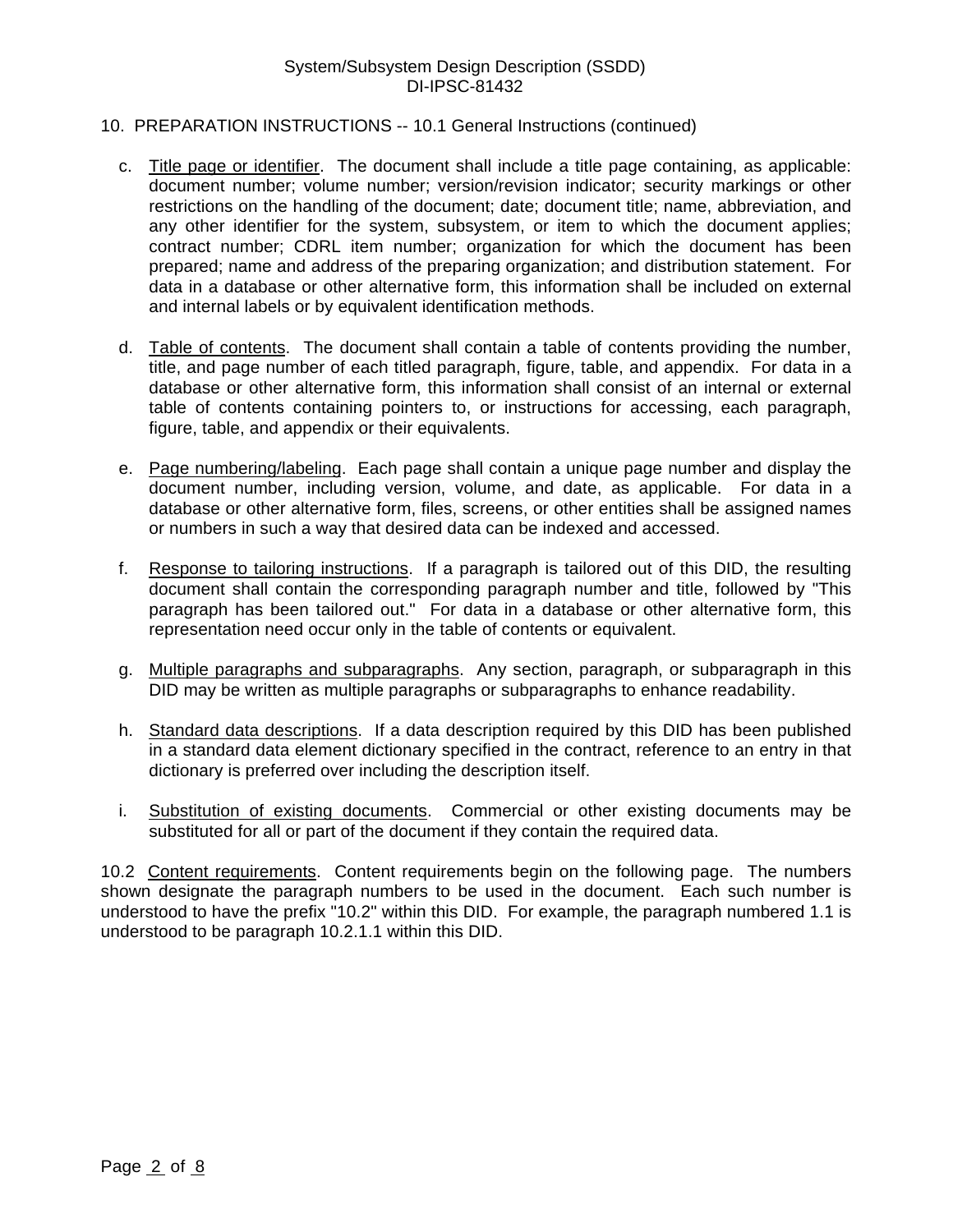10. PREPARATION INSTRUCTIONS -- 10.1 General Instructions (continued)

c. Title page or identifier. The document shall include a title page containing, as applicable: document number; volume number; version/revision indicator; security markings or other restrictions on the handling of the document; date; document title; name, abbreviation, and any other identifier for the system, subsystem, or item to which the document applies; contract number; CDRL item number; organization for which the document has been prepared; name and address of the preparing organization; and distribution statement. For data in a database or other alternative form, this information shall be included on external and internal labels or by equivalent identification methods.

d. Table of contents. The document shall contain a table of contents providing the number, title, and page number of each titled paragraph, figure, table, and appendix. For data in a database or other alternative form, this information shall consist of an internal or external table of contents containing pointers to, or instructions for accessing, each paragraph, figure, table, and appendix or their equivalents.

e. Page numbering/labeling. Each page shall contain a unique page number and display the document number, including version, volume, and date, as applicable. For data in a database or other alternative form, files, screens, or other entities shall be assigned names or numbers in such a way that desired data can be indexed and accessed.

f. Response to tailoring instructions. If a paragraph is tailored out of this DID, the resulting document shall contain the corresponding paragraph number and title, followed by "This paragraph has been tailored out." For data in a database or other alternative form, this representation need occur only in the table of contents or equivalent.

g. Multiple paragraphs and subparagraphs. Any section, paragraph, or subparagraph in this DID may be written as multiple paragraphs or subparagraphs to enhance readability.

h. Standard data descriptions. If a data description required by this DID has been published in a standard data element dictionary specified in the contract, reference to an entry in that dictionary is preferred over including the description itself.

i. Substitution of existing documents. Commercial or other existing documents may be substituted for all or part of the document if they contain the required data.

10.2 Content requirements. Content requirements begin on the following page. The numbers shown designate the paragraph numbers to be used in the document. Each such number is understood to have the prefix "10.2" within this DID. For example, the paragraph numbered 1.1 is understood to be paragraph 10.2.1.1 within this DID.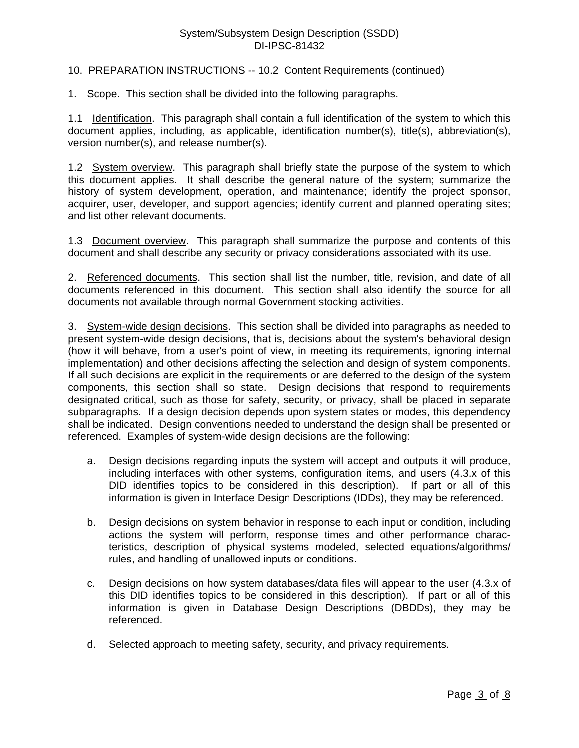10. PREPARATION INSTRUCTIONS -- 10.2 Content Requirements (continued)

1. Scope. This section shall be divided into the following paragraphs.

1.1 Identification. This paragraph shall contain a full identification of the system to which this document applies, including, as applicable, identification number(s), title(s), abbreviation(s), version number(s), and release number(s).

1.2 System overview. This paragraph shall briefly state the purpose of the system to which this document applies. It shall describe the general nature of the system; summarize the history of system development, operation, and maintenance; identify the project sponsor, acquirer, user, developer, and support agencies; identify current and planned operating sites; and list other relevant documents.

1.3 Document overview. This paragraph shall summarize the purpose and contents of this document and shall describe any security or privacy considerations associated with its use.

2. Referenced documents. This section shall list the number, title, revision, and date of all documents referenced in this document. This section shall also identify the source for all documents not available through normal Government stocking activities.

3. System-wide design decisions. This section shall be divided into paragraphs as needed to present system-wide design decisions, that is, decisions about the system's behavioral design (how it will behave, from a user's point of view, in meeting its requirements, ignoring internal implementation) and other decisions affecting the selection and design of system components. If all such decisions are explicit in the requirements or are deferred to the design of the system components, this section shall so state. Design decisions that respond to requirements designated critical, such as those for safety, security, or privacy, shall be placed in separate subparagraphs. If a design decision depends upon system states or modes, this dependency shall be indicated. Design conventions needed to understand the design shall be presented or referenced. Examples of system-wide design decisions are the following:

a. Design decisions regarding inputs the system will accept and outputs it will produce, including interfaces with other systems, configuration items, and users (4.3.x of this DID identifies topics to be considered in this description). If part or all of this information is given in Interface Design Descriptions (IDDs), they may be referenced.

b. Design decisions on system behavior in response to each input or condition, including actions the system will perform, response times and other performance characteristics, description of physical systems modeled, selected equations/algorithms/ rules, and handling of unallowed inputs or conditions.

c. Design decisions on how system databases/data files will appear to the user (4.3.x of this DID identifies topics to be considered in this description). If part or all of this information is given in Database Design Descriptions (DBDDs), they may be referenced.

d. Selected approach to meeting safety, security, and privacy requirements.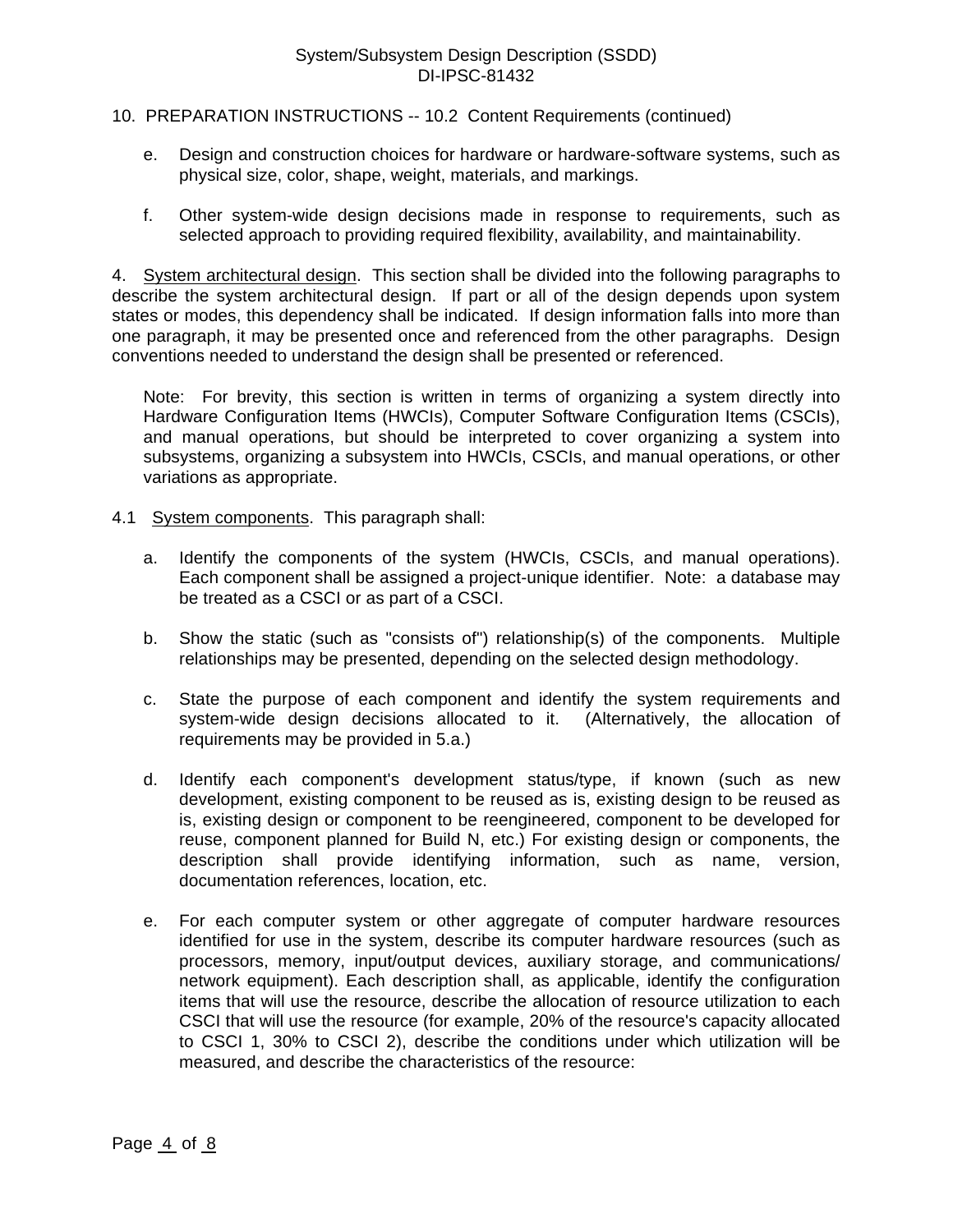10. PREPARATION INSTRUCTIONS -- 10.2 Content Requirements (continued)

e. Design and construction choices for hardware or hardware-software systems, such as physical size, color, shape, weight, materials, and markings.

f. Other system-wide design decisions made in response to requirements, such as selected approach to providing required flexibility, availability, and maintainability.

4. <u>System architectural design</u>. This section shall be divided into the following paragraphs to describe the system architectural design. If part or all of the design depends upon system states or modes, this dependency shall be indicated. If design information falls into more than one paragraph, it may be presented once and referenced from the other paragraphs. Design conventions needed to understand the design shall be presented or referenced.

Note: For brevity, this section is written in terms of organizing a system directly into Hardware Configuration Items (HWCIs), Computer Software Configuration Items (CSCIs), and manual operations, but should be interpreted to cover organizing a system into subsystems, organizing a subsystem into HWCIs, CSCIs, and manual operations, or other variations as appropriate.

4.1 <u>System components</u>. This paragraph shall:

a. Identify the components of the system (HWCIs, CSCIs, and manual operations). Each component shall be assigned a project-unique identifier. Note: a database may be treated as a CSCI or as part of a CSCI.

b. Show the static (such as "consists of") relationship(s) of the components. Multiple relationships may be presented, depending on the selected design methodology.

c. State the purpose of each component and identify the system requirements and system-wide design decisions allocated to it. (Alternatively, the allocation of requirements may be provided in 5.a.)

d. Identify each component's development status/type, if known (such as new development, existing component to be reused as is, existing design to be reused as is, existing design or component to be reengineered, component to be developed for reuse, component planned for Build N, etc.) For existing design or components, the description shall provide identifying information, such as name, version, documentation references, location, etc.

e. For each computer system or other aggregate of computer hardware resources identified for use in the system, describe its computer hardware resources (such as processors, memory, input/output devices, auxiliary storage, and communications/ network equipment). Each description shall, as applicable, identify the configuration items that will use the resource, describe the allocation of resource utilization to each CSCI that will use the resource (for example, 20% of the resource's capacity allocated to CSCI 1, 30% to CSCI 2), describe the conditions under which utilization will be measured, and describe the characteristics of the resource: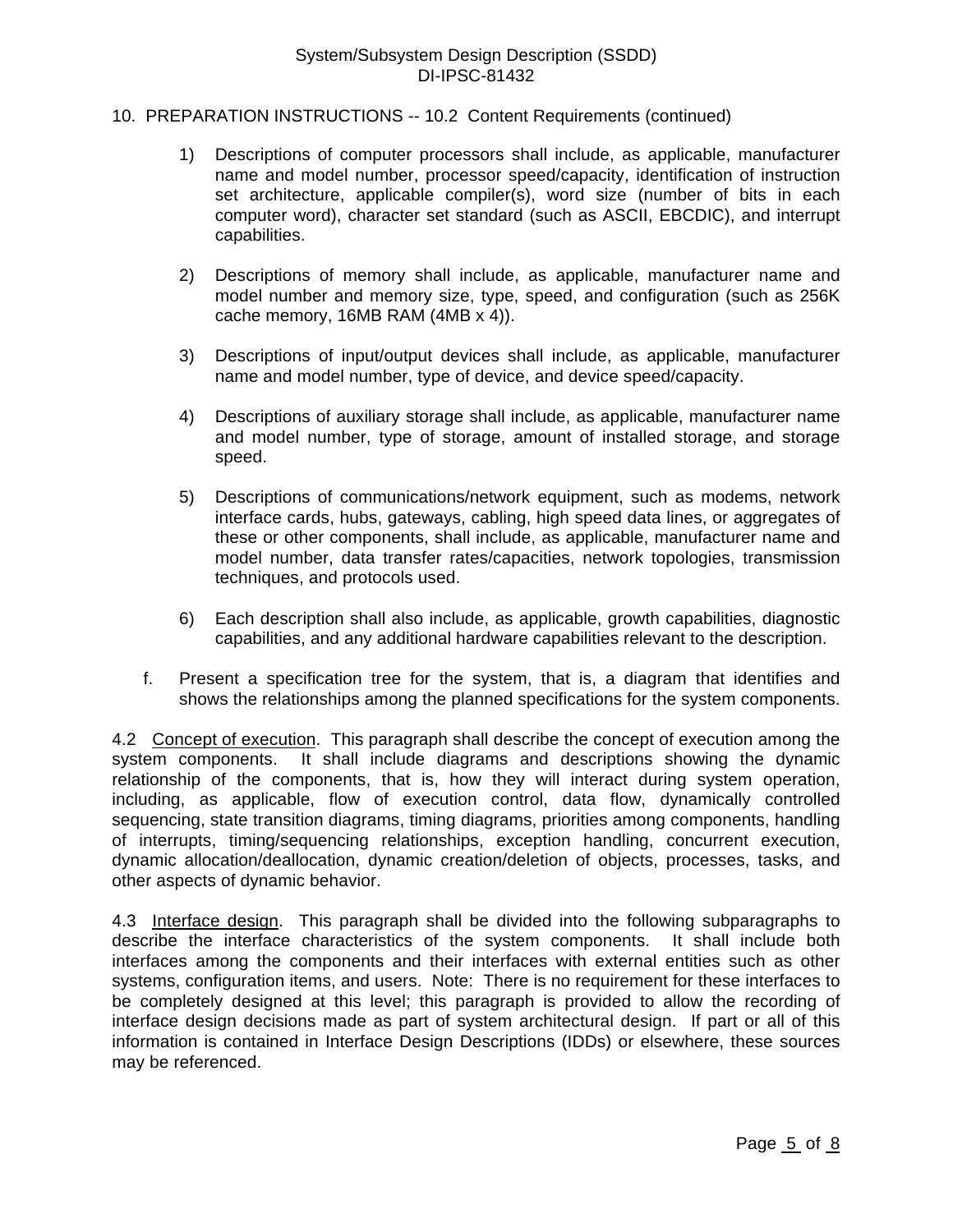10. PREPARATION INSTRUCTIONS -- 10.2 Content Requirements (continued)

1) Descriptions of computer processors shall include, as applicable, manufacturer name and model number, processor speed/capacity, identification of instruction set architecture, applicable compiler(s), word size (number of bits in each computer word), character set standard (such as ASCII, EBCDIC), and interrupt capabilities.

2) Descriptions of memory shall include, as applicable, manufacturer name and model number and memory size, type, speed, and configuration (such as 256K cache memory, 16MB RAM (4MB x 4)).

3) Descriptions of input/output devices shall include, as applicable, manufacturer name and model number, type of device, and device speed/capacity.

4) Descriptions of auxiliary storage shall include, as applicable, manufacturer name and model number, type of storage, amount of installed storage, and storage speed.

5) Descriptions of communications/network equipment, such as modems, network interface cards, hubs, gateways, cabling, high speed data lines, or aggregates of these or other components, shall include, as applicable, manufacturer name and model number, data transfer rates/capacities, network topologies, transmission techniques, and protocols used.

6) Each description shall also include, as applicable, growth capabilities, diagnostic capabilities, and any additional hardware capabilities relevant to the description.

f. Present a specification tree for the system, that is, a diagram that identifies and shows the relationships among the planned specifications for the system components.

4.2 <u>Concept of execution</u>. This paragraph shall describe the concept of execution among the system components. It shall include diagrams and descriptions showing the dynamic relationship of the components, that is, how they will interact during system operation, including, as applicable, flow of execution control, data flow, dynamically controlled sequencing, state transition diagrams, timing diagrams, priorities among components, handling of interrupts, timing/sequencing relationships, exception handling, concurrent execution, dynamic allocation/deallocation, dynamic creation/deletion of objects, processes, tasks, and other aspects of dynamic behavior.

4.3 <u>Interface design</u>. This paragraph shall be divided into the following subparagraphs to describe the interface characteristics of the system components. It shall include both interfaces among the components and their interfaces with external entities such as other systems, configuration items, and users. Note: There is no requirement for these interfaces to be completely designed at this level; this paragraph is provided to allow the recording of interface design decisions made as part of system architectural design. If part or all of this information is contained in Interface Design Descriptions (IDDs) or elsewhere, these sources may be referenced.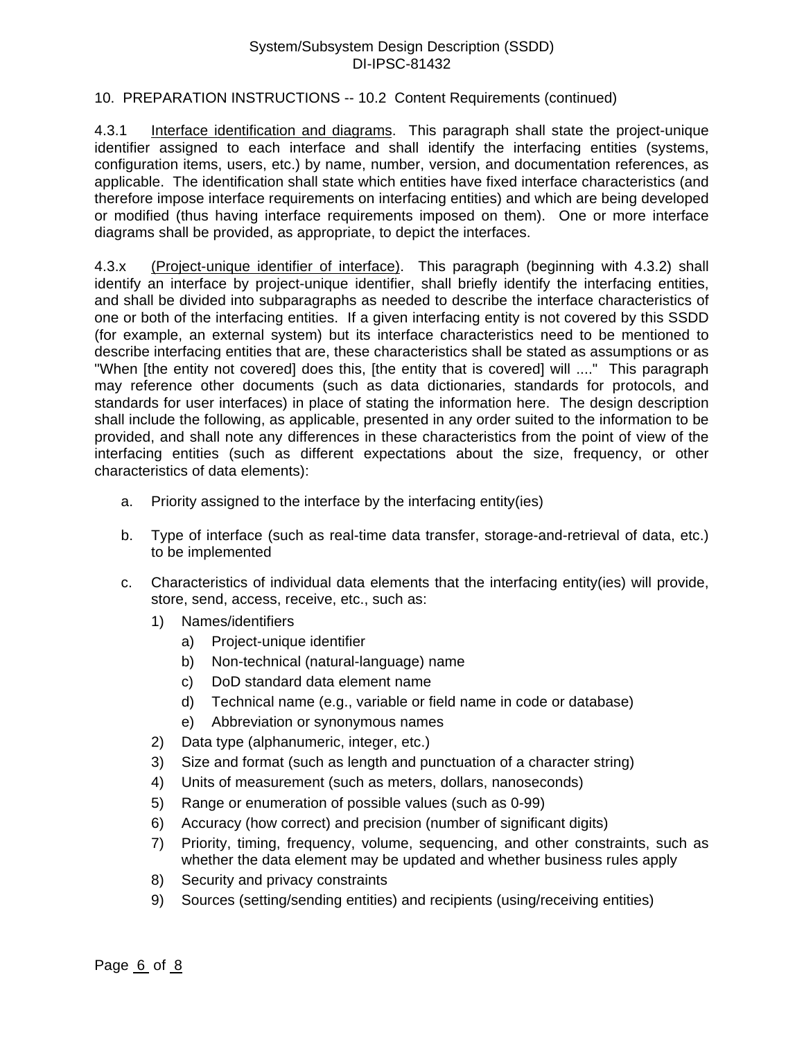10. PREPARATION INSTRUCTIONS -- 10.2 Content Requirements (continued)

4.3.1 Interface identification and diagrams. This paragraph shall state the project-unique identifier assigned to each interface and shall identify the interfacing entities (systems, configuration items, users, etc.) by name, number, version, and documentation references, as applicable. The identification shall state which entities have fixed interface characteristics (and therefore impose interface requirements on interfacing entities) and which are being developed or modified (thus having interface requirements imposed on them). One or more interface diagrams shall be provided, as appropriate, to depict the interfaces.

4.3.x (Project-unique identifier of interface). This paragraph (beginning with 4.3.2) shall identify an interface by project-unique identifier, shall briefly identify the interfacing entities, and shall be divided into subparagraphs as needed to describe the interface characteristics of one or both of the interfacing entities. If a given interfacing entity is not covered by this SSDD (for example, an external system) but its interface characteristics need to be mentioned to describe interfacing entities that are, these characteristics shall be stated as assumptions or as "When [the entity not covered] does this, [the entity that is covered] will ...." This paragraph may reference other documents (such as data dictionaries, standards for protocols, and standards for user interfaces) in place of stating the information here. The design description shall include the following, as applicable, presented in any order suited to the information to be provided, and shall note any differences in these characteristics from the point of view of the interfacing entities (such as different expectations about the size, frequency, or other characteristics of data elements):

a. Priority assigned to the interface by the interfacing entity(ies)

b. Type of interface (such as real-time data transfer, storage-and-retrieval of data, etc.) to be implemented

c. Characteristics of individual data elements that the interfacing entity(ies) will provide, store, send, access, receive, etc., such as:
   1) Names/identifiers
      a) Project-unique identifier
      b) Non-technical (natural-language) name
      c) DoD standard data element name
      d) Technical name (e.g., variable or field name in code or database)
      e) Abbreviation or synonymous names
   2) Data type (alphanumeric, integer, etc.)
   3) Size and format (such as length and punctuation of a character string)
   4) Units of measurement (such as meters, dollars, nanoseconds)
   5) Range or enumeration of possible values (such as 0-99)
   6) Accuracy (how correct) and precision (number of significant digits)
   7) Priority, timing, frequency, volume, sequencing, and other constraints, such as whether the data element may be updated and whether business rules apply
   8) Security and privacy constraints
   9) Sources (setting/sending entities) and recipients (using/receiving entities)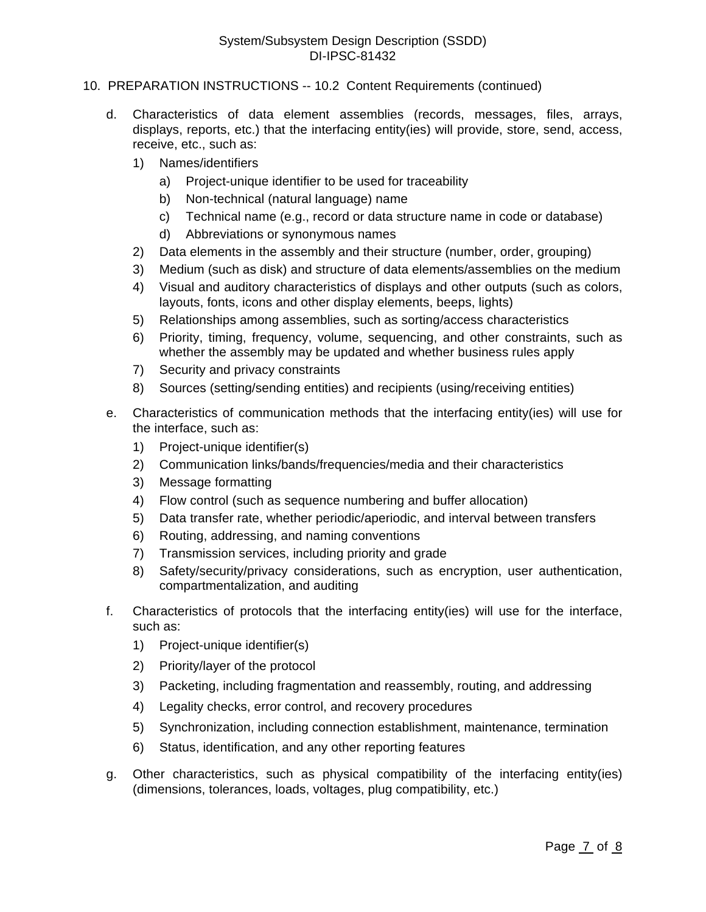10. PREPARATION INSTRUCTIONS -- 10.2 Content Requirements (continued)

d. Characteristics of data element assemblies (records, messages, files, arrays, displays, reports, etc.) that the interfacing entity(ies) will provide, store, send, access, receive, etc., such as:

   1) Names/identifiers

      a) Project-unique identifier to be used for traceability

      b) Non-technical (natural language) name

      c) Technical name (e.g., record or data structure name in code or database)

      d) Abbreviations or synonymous names

   2) Data elements in the assembly and their structure (number, order, grouping)

   3) Medium (such as disk) and structure of data elements/assemblies on the medium

   4) Visual and auditory characteristics of displays and other outputs (such as colors, layouts, fonts, icons and other display elements, beeps, lights)

   5) Relationships among assemblies, such as sorting/access characteristics

   6) Priority, timing, frequency, volume, sequencing, and other constraints, such as whether the assembly may be updated and whether business rules apply

   7) Security and privacy constraints

   8) Sources (setting/sending entities) and recipients (using/receiving entities)

e. Characteristics of communication methods that the interfacing entity(ies) will use for the interface, such as:

   1) Project-unique identifier(s)

   2) Communication links/bands/frequencies/media and their characteristics

   3) Message formatting

   4) Flow control (such as sequence numbering and buffer allocation)

   5) Data transfer rate, whether periodic/aperiodic, and interval between transfers

   6) Routing, addressing, and naming conventions

   7) Transmission services, including priority and grade

   8) Safety/security/privacy considerations, such as encryption, user authentication, compartmentalization, and auditing

f. Characteristics of protocols that the interfacing entity(ies) will use for the interface, such as:

   1) Project-unique identifier(s)

   2) Priority/layer of the protocol

   3) Packeting, including fragmentation and reassembly, routing, and addressing

   4) Legality checks, error control, and recovery procedures

   5) Synchronization, including connection establishment, maintenance, termination

   6) Status, identification, and any other reporting features

g. Other characteristics, such as physical compatibility of the interfacing entity(ies) (dimensions, tolerances, loads, voltages, plug compatibility, etc.)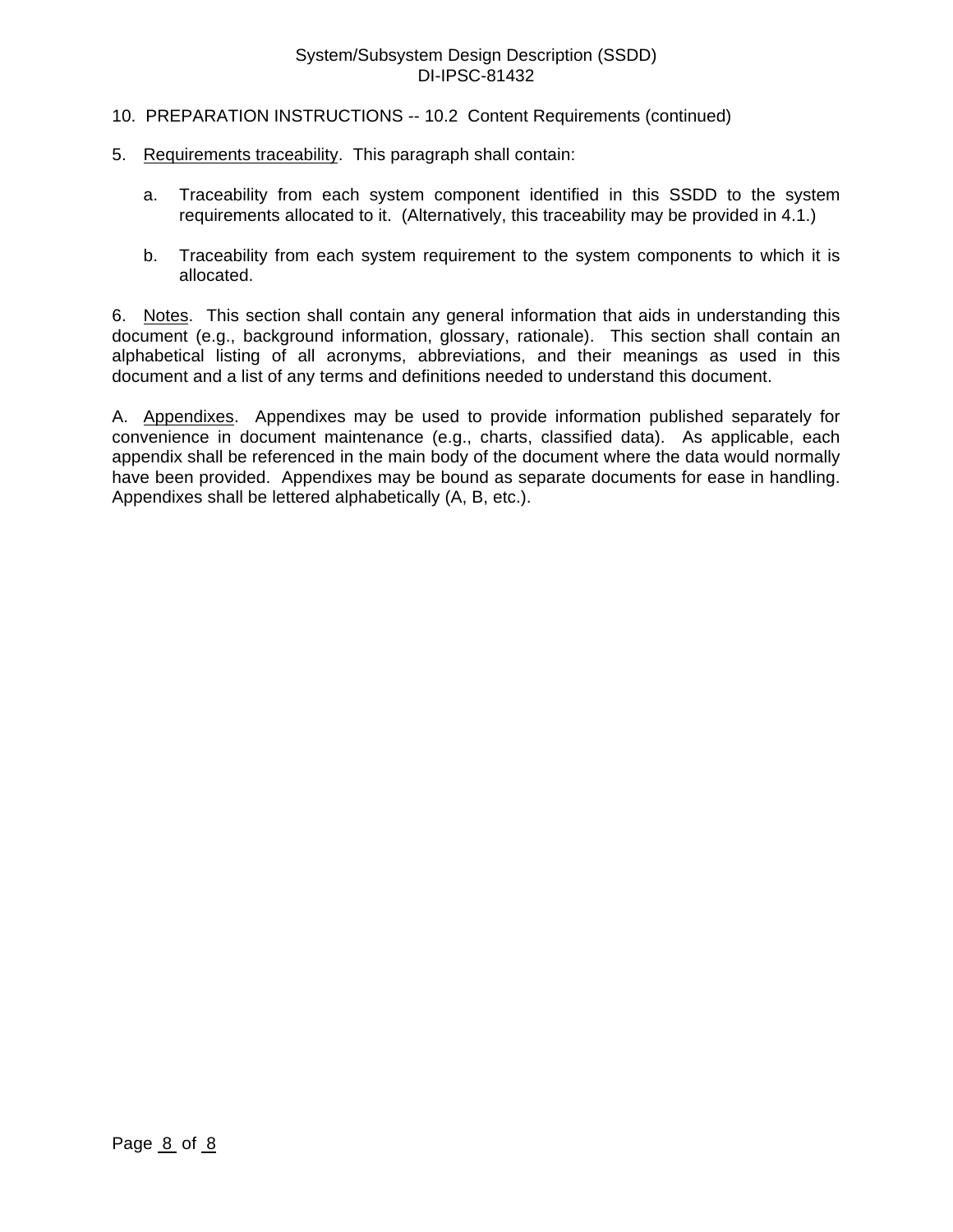10. PREPARATION INSTRUCTIONS -- 10.2 Content Requirements (continued)

5. Requirements traceability. This paragraph shall contain:

   a. Traceability from each system component identified in this SSDD to the system requirements allocated to it. (Alternatively, this traceability may be provided in 4.1.)

   b. Traceability from each system requirement to the system components to which it is allocated.

6. Notes. This section shall contain any general information that aids in understanding this document (e.g., background information, glossary, rationale). This section shall contain an alphabetical listing of all acronyms, abbreviations, and their meanings as used in this document and a list of any terms and definitions needed to understand this document.

A. Appendixes. Appendixes may be used to provide information published separately for convenience in document maintenance (e.g., charts, classified data). As applicable, each appendix shall be referenced in the main body of the document where the data would normally have been provided. Appendixes may be bound as separate documents for ease in handling. Appendixes shall be lettered alphabetically (A, B, etc.).